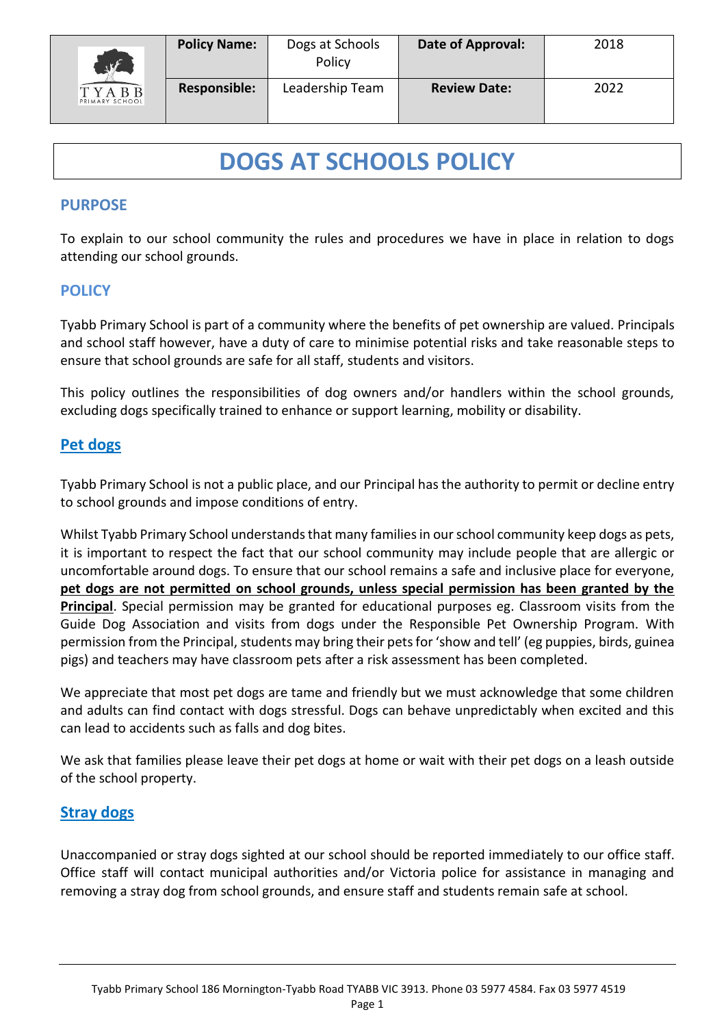| TYABB PRIMARY SCHOOL | **Policy Name:** | Dogs at Schools Policy | **Date of Approval:** | 2018 |
|---|---|---|---|---|
| | **Responsible:** | Leadership Team | **Review Date:** | 2022 |

# DOGS AT SCHOOLS POLICY

## PURPOSE

To explain to our school community the rules and procedures we have in place in relation to dogs attending our school grounds.

## POLICY

Tyabb Primary School is part of a community where the benefits of pet ownership are valued. Principals and school staff however, have a duty of care to minimise potential risks and take reasonable steps to ensure that school grounds are safe for all staff, students and visitors.

This policy outlines the responsibilities of dog owners and/or handlers within the school grounds, excluding dogs specifically trained to enhance or support learning, mobility or disability.

### Pet dogs

Tyabb Primary School is not a public place, and our Principal has the authority to permit or decline entry to school grounds and impose conditions of entry.

Whilst Tyabb Primary School understands that many families in our school community keep dogs as pets, it is important to respect the fact that our school community may include people that are allergic or uncomfortable around dogs. To ensure that our school remains a safe and inclusive place for everyone, **pet dogs are not permitted on school grounds, unless special permission has been granted by the Principal**. Special permission may be granted for educational purposes eg. Classroom visits from the Guide Dog Association and visits from dogs under the Responsible Pet Ownership Program. With permission from the Principal, students may bring their pets for 'show and tell' (eg puppies, birds, guinea pigs) and teachers may have classroom pets after a risk assessment has been completed.

We appreciate that most pet dogs are tame and friendly but we must acknowledge that some children and adults can find contact with dogs stressful. Dogs can behave unpredictably when excited and this can lead to accidents such as falls and dog bites.

We ask that families please leave their pet dogs at home or wait with their pet dogs on a leash outside of the school property.

### Stray dogs

Unaccompanied or stray dogs sighted at our school should be reported immediately to our office staff. Office staff will contact municipal authorities and/or Victoria police for assistance in managing and removing a stray dog from school grounds, and ensure staff and students remain safe at school.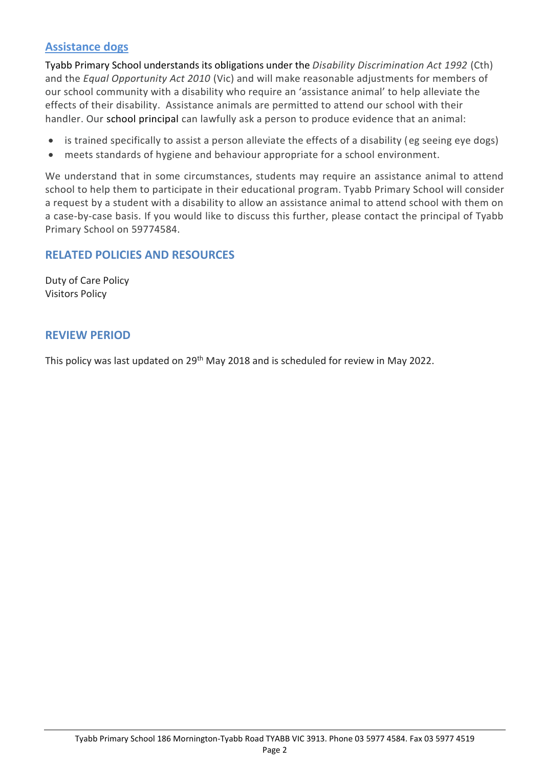## Assistance dogs

Tyabb Primary School understands its obligations under the *Disability Discrimination Act 1992* (Cth) and the *Equal Opportunity Act 2010* (Vic) and will make reasonable adjustments for members of our school community with a disability who require an 'assistance animal' to help alleviate the effects of their disability. Assistance animals are permitted to attend our school with their handler. Our school principal can lawfully ask a person to produce evidence that an animal:

- is trained specifically to assist a person alleviate the effects of a disability (eg seeing eye dogs)
- meets standards of hygiene and behaviour appropriate for a school environment.

We understand that in some circumstances, students may require an assistance animal to attend school to help them to participate in their educational program. Tyabb Primary School will consider a request by a student with a disability to allow an assistance animal to attend school with them on a case-by-case basis. If you would like to discuss this further, please contact the principal of Tyabb Primary School on 59774584.

## RELATED POLICIES AND RESOURCES

Duty of Care Policy
Visitors Policy

## REVIEW PERIOD

This policy was last updated on 29th May 2018 and is scheduled for review in May 2022.